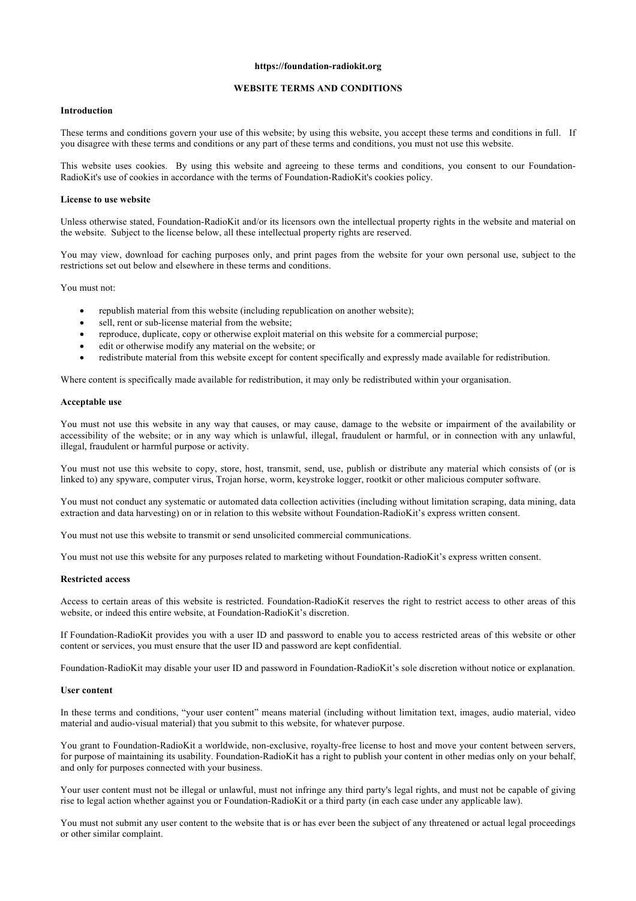**https://foundation-radiokit.org**

# WEBSITE TERMS AND CONDITIONS

## Introduction

These terms and conditions govern your use of this website; by using this website, you accept these terms and conditions in full. If you disagree with these terms and conditions or any part of these terms and conditions, you must not use this website.

This website uses cookies. By using this website and agreeing to these terms and conditions, you consent to our Foundation-RadioKit's use of cookies in accordance with the terms of Foundation-RadioKit's cookies policy.

## License to use website

Unless otherwise stated, Foundation-RadioKit and/or its licensors own the intellectual property rights in the website and material on the website. Subject to the license below, all these intellectual property rights are reserved.

You may view, download for caching purposes only, and print pages from the website for your own personal use, subject to the restrictions set out below and elsewhere in these terms and conditions.

You must not:

- republish material from this website (including republication on another website);
- sell, rent or sub-license material from the website;
- reproduce, duplicate, copy or otherwise exploit material on this website for a commercial purpose;
- edit or otherwise modify any material on the website; or
- redistribute material from this website except for content specifically and expressly made available for redistribution.

Where content is specifically made available for redistribution, it may only be redistributed within your organisation.

## Acceptable use

You must not use this website in any way that causes, or may cause, damage to the website or impairment of the availability or accessibility of the website; or in any way which is unlawful, illegal, fraudulent or harmful, or in connection with any unlawful, illegal, fraudulent or harmful purpose or activity.

You must not use this website to copy, store, host, transmit, send, use, publish or distribute any material which consists of (or is linked to) any spyware, computer virus, Trojan horse, worm, keystroke logger, rootkit or other malicious computer software.

You must not conduct any systematic or automated data collection activities (including without limitation scraping, data mining, data extraction and data harvesting) on or in relation to this website without Foundation-RadioKit's express written consent.

You must not use this website to transmit or send unsolicited commercial communications.

You must not use this website for any purposes related to marketing without Foundation-RadioKit's express written consent.

## Restricted access

Access to certain areas of this website is restricted. Foundation-RadioKit reserves the right to restrict access to other areas of this website, or indeed this entire website, at Foundation-RadioKit's discretion.

If Foundation-RadioKit provides you with a user ID and password to enable you to access restricted areas of this website or other content or services, you must ensure that the user ID and password are kept confidential.

Foundation-RadioKit may disable your user ID and password in Foundation-RadioKit's sole discretion without notice or explanation.

## User content

In these terms and conditions, "your user content" means material (including without limitation text, images, audio material, video material and audio-visual material) that you submit to this website, for whatever purpose.

You grant to Foundation-RadioKit a worldwide, non-exclusive, royalty-free license to host and move your content between servers, for purpose of maintaining its usability. Foundation-RadioKit has a right to publish your content in other medias only on your behalf, and only for purposes connected with your business.

Your user content must not be illegal or unlawful, must not infringe any third party's legal rights, and must not be capable of giving rise to legal action whether against you or Foundation-RadioKit or a third party (in each case under any applicable law).

You must not submit any user content to the website that is or has ever been the subject of any threatened or actual legal proceedings or other similar complaint.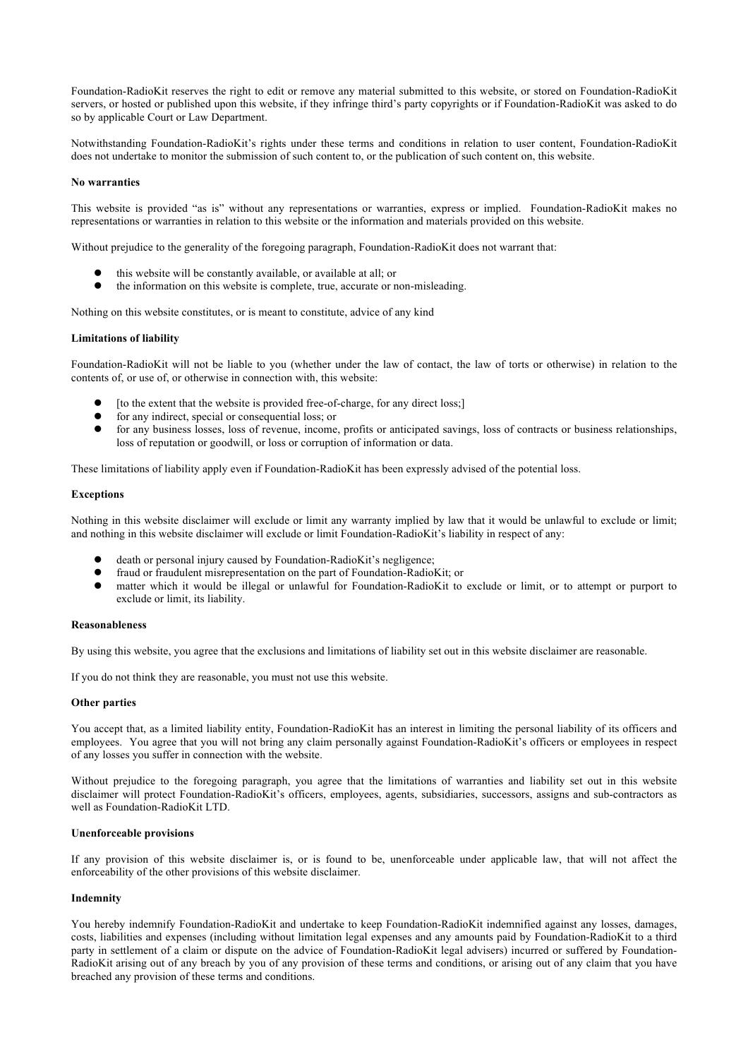Foundation-RadioKit reserves the right to edit or remove any material submitted to this website, or stored on Foundation-RadioKit servers, or hosted or published upon this website, if they infringe third's party copyrights or if Foundation-RadioKit was asked to do so by applicable Court or Law Department.

Notwithstanding Foundation-RadioKit's rights under these terms and conditions in relation to user content, Foundation-RadioKit does not undertake to monitor the submission of such content to, or the publication of such content on, this website.

**No warranties**

This website is provided "as is" without any representations or warranties, express or implied. Foundation-RadioKit makes no representations or warranties in relation to this website or the information and materials provided on this website.

Without prejudice to the generality of the foregoing paragraph, Foundation-RadioKit does not warrant that:

- this website will be constantly available, or available at all; or
- the information on this website is complete, true, accurate or non-misleading.

Nothing on this website constitutes, or is meant to constitute, advice of any kind

**Limitations of liability**

Foundation-RadioKit will not be liable to you (whether under the law of contact, the law of torts or otherwise) in relation to the contents of, or use of, or otherwise in connection with, this website:

- [to the extent that the website is provided free-of-charge, for any direct loss;]
- for any indirect, special or consequential loss; or
- for any business losses, loss of revenue, income, profits or anticipated savings, loss of contracts or business relationships, loss of reputation or goodwill, or loss or corruption of information or data.

These limitations of liability apply even if Foundation-RadioKit has been expressly advised of the potential loss.

**Exceptions**

Nothing in this website disclaimer will exclude or limit any warranty implied by law that it would be unlawful to exclude or limit; and nothing in this website disclaimer will exclude or limit Foundation-RadioKit's liability in respect of any:

- death or personal injury caused by Foundation-RadioKit's negligence;
- fraud or fraudulent misrepresentation on the part of Foundation-RadioKit; or
- matter which it would be illegal or unlawful for Foundation-RadioKit to exclude or limit, or to attempt or purport to exclude or limit, its liability.

**Reasonableness**

By using this website, you agree that the exclusions and limitations of liability set out in this website disclaimer are reasonable.

If you do not think they are reasonable, you must not use this website.

**Other parties**

You accept that, as a limited liability entity, Foundation-RadioKit has an interest in limiting the personal liability of its officers and employees. You agree that you will not bring any claim personally against Foundation-RadioKit's officers or employees in respect of any losses you suffer in connection with the website.

Without prejudice to the foregoing paragraph, you agree that the limitations of warranties and liability set out in this website disclaimer will protect Foundation-RadioKit's officers, employees, agents, subsidiaries, successors, assigns and sub-contractors as well as Foundation-RadioKit LTD.

**Unenforceable provisions**

If any provision of this website disclaimer is, or is found to be, unenforceable under applicable law, that will not affect the enforceability of the other provisions of this website disclaimer.

**Indemnity**

You hereby indemnify Foundation-RadioKit and undertake to keep Foundation-RadioKit indemnified against any losses, damages, costs, liabilities and expenses (including without limitation legal expenses and any amounts paid by Foundation-RadioKit to a third party in settlement of a claim or dispute on the advice of Foundation-RadioKit legal advisers) incurred or suffered by Foundation-RadioKit arising out of any breach by you of any provision of these terms and conditions, or arising out of any claim that you have breached any provision of these terms and conditions.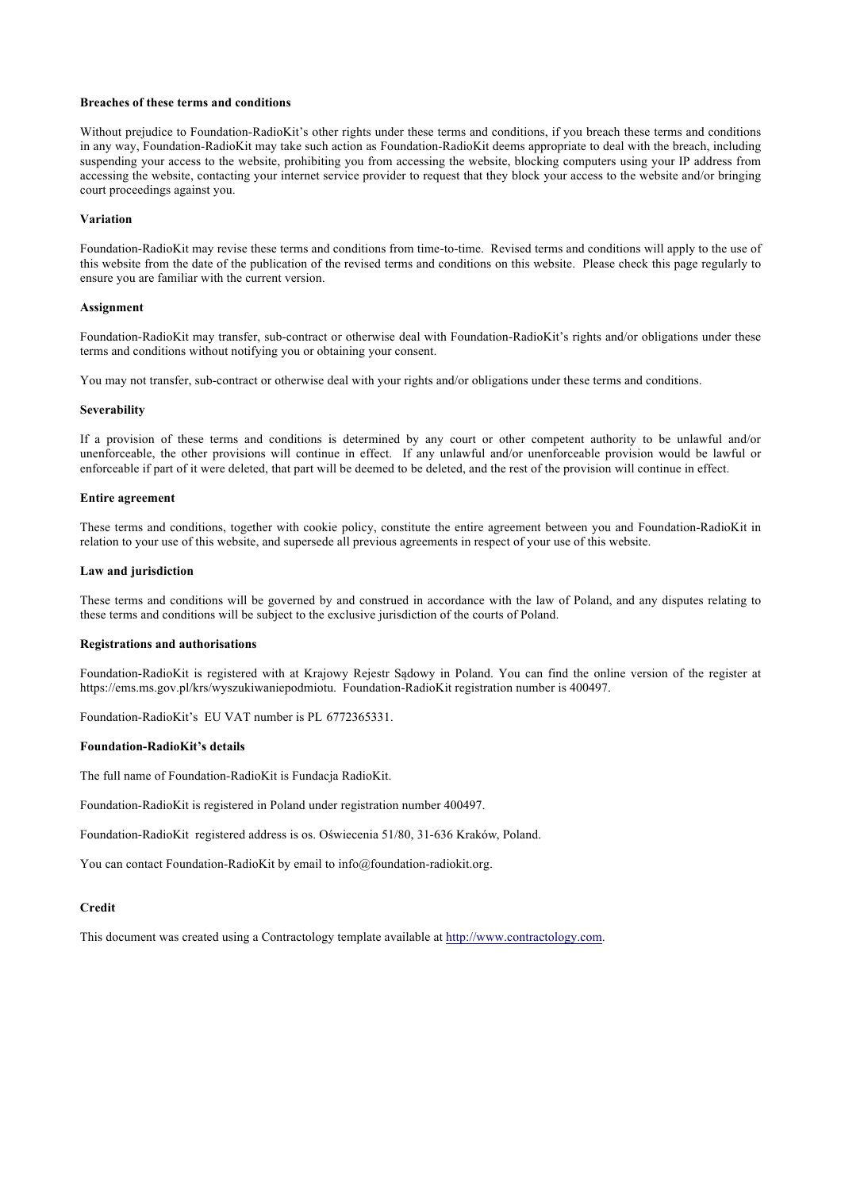**Breaches of these terms and conditions**

Without prejudice to Foundation-RadioKit's other rights under these terms and conditions, if you breach these terms and conditions in any way, Foundation-RadioKit may take such action as Foundation-RadioKit deems appropriate to deal with the breach, including suspending your access to the website, prohibiting you from accessing the website, blocking computers using your IP address from accessing the website, contacting your internet service provider to request that they block your access to the website and/or bringing court proceedings against you.

**Variation**

Foundation-RadioKit may revise these terms and conditions from time-to-time. Revised terms and conditions will apply to the use of this website from the date of the publication of the revised terms and conditions on this website. Please check this page regularly to ensure you are familiar with the current version.

**Assignment**

Foundation-RadioKit may transfer, sub-contract or otherwise deal with Foundation-RadioKit's rights and/or obligations under these terms and conditions without notifying you or obtaining your consent.

You may not transfer, sub-contract or otherwise deal with your rights and/or obligations under these terms and conditions.

**Severability**

If a provision of these terms and conditions is determined by any court or other competent authority to be unlawful and/or unenforceable, the other provisions will continue in effect. If any unlawful and/or unenforceable provision would be lawful or enforceable if part of it were deleted, that part will be deemed to be deleted, and the rest of the provision will continue in effect.

**Entire agreement**

These terms and conditions, together with cookie policy, constitute the entire agreement between you and Foundation-RadioKit in relation to your use of this website, and supersede all previous agreements in respect of your use of this website.

**Law and jurisdiction**

These terms and conditions will be governed by and construed in accordance with the law of Poland, and any disputes relating to these terms and conditions will be subject to the exclusive jurisdiction of the courts of Poland.

**Registrations and authorisations**

Foundation-RadioKit is registered with at Krajowy Rejestr Sądowy in Poland. You can find the online version of the register at https://ems.ms.gov.pl/krs/wyszukiwaniepodmiotu. Foundation-RadioKit registration number is 400497.

Foundation-RadioKit's EU VAT number is PL 6772365331.

**Foundation-RadioKit's details**

The full name of Foundation-RadioKit is Fundacja RadioKit.

Foundation-RadioKit is registered in Poland under registration number 400497.

Foundation-RadioKit registered address is os. Oświecenia 51/80, 31-636 Kraków, Poland.

You can contact Foundation-RadioKit by email to info@foundation-radiokit.org.

**Credit**

This document was created using a Contractology template available at [http://www.contractology.com](http://www.contractology.com).